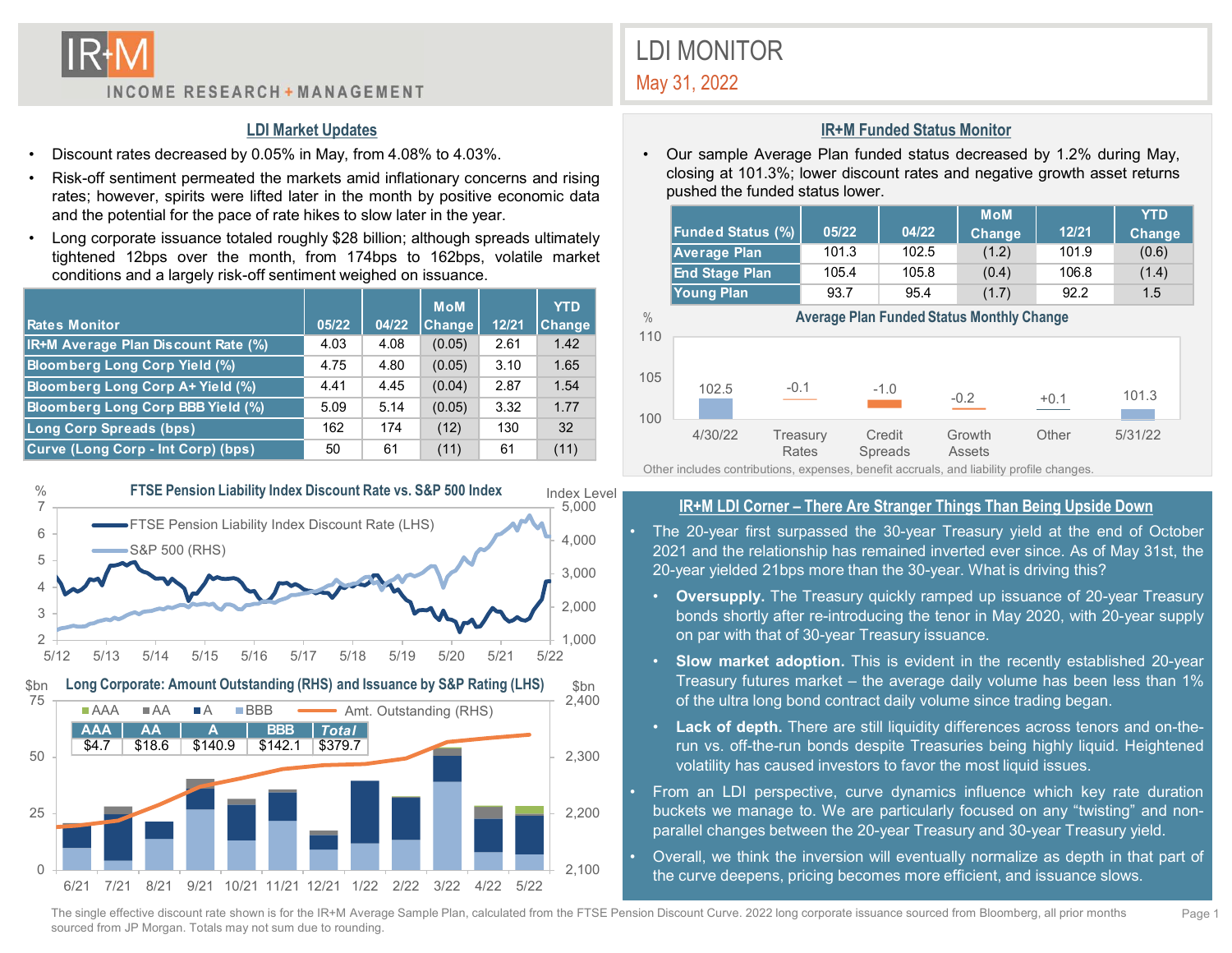# LDI MONITOR

May 31, 2022

INCOME RESEARCH + MANAGEMENT

## LDI Market Updates

- Discount rates decreased by 0.05% in May, from 4.08% to 4.03%.
- Risk-off sentiment permeated the markets amid inflationary concerns and rising rates; however, spirits were lifted later in the month by positive economic data and the potential for the pace of rate hikes to slow later in the year.
- Long corporate issuance totaled roughly $28 billion; although spreads ultimately tightened 12bps over the month, from 174bps to 162bps, volatile market conditions and a largely risk-off sentiment weighed on issuance.

| Rates Monitor | 05/22 | 04/22 | MoM Change | 12/21 | YTD Change |
|---|---|---|---|---|---|
| IR+M Average Plan Discount Rate (%) | 4.03 | 4.08 | (0.05) | 2.61 | 1.42 |
| Bloomberg Long Corp Yield (%) | 4.75 | 4.80 | (0.05) | 3.10 | 1.65 |
| Bloomberg Long Corp A+ Yield (%) | 4.41 | 4.45 | (0.04) | 2.87 | 1.54 |
| Bloomberg Long Corp BBB Yield (%) | 5.09 | 5.14 | (0.05) | 3.32 | 1.77 |
| Long Corp Spreads (bps) | 162 | 174 | (12) | 130 | 32 |
| Curve (Long Corp - Int Corp) (bps) | 50 | 61 | (11) | 61 | (11) |

**FTSE Pension Liability Index Discount Rate vs. S&P 500 Index**

**Long Corporate: Amount Outstanding (RHS) and Issuance by S&P Rating (LHS)**

| AAA | AA | A | BBB | Total |
|---|---|---|---|---|
| $4.7 | $18.6 | $140.9 | $142.1 | $379.7 |

## IR+M Funded Status Monitor

- Our sample Average Plan funded status decreased by 1.2% during May, closing at 101.3%; lower discount rates and negative growth asset returns pushed the funded status lower.

| Funded Status (%) | 05/22 | 04/22 | MoM Change | 12/21 | YTD Change |
|---|---|---|---|---|---|
| Average Plan | 101.3 | 102.5 | (1.2) | 101.9 | (0.6) |
| End Stage Plan | 105.4 | 105.8 | (0.4) | 106.8 | (1.4) |
| Young Plan | 93.7 | 95.4 | (1.7) | 92.2 | 1.5 |

**Average Plan Funded Status Monthly Change**

| 4/30/22 | Treasury Rates | Credit Spreads | Growth Assets | Other | 5/31/22 |
|---|---|---|---|---|---|
| 102.5 | -0.1 | -1.0 | -0.2 | +0.1 | 101.3 |

Other includes contributions, expenses, benefit accruals, and liability profile changes.

## IR+M LDI Corner – There Are Stranger Things Than Being Upside Down

- The 20-year first surpassed the 30-year Treasury yield at the end of October 2021 and the relationship has remained inverted ever since. As of May 31st, the 20-year yielded 21bps more than the 30-year. What is driving this?
  - **Oversupply.** The Treasury quickly ramped up issuance of 20-year Treasury bonds shortly after re-introducing the tenor in May 2020, with 20-year supply on par with that of 30-year Treasury issuance.
  - **Slow market adoption.** This is evident in the recently established 20-year Treasury futures market – the average daily volume has been less than 1% of the ultra long bond contract daily volume since trading began.
  - **Lack of depth.** There are still liquidity differences across tenors and on-the-run vs. off-the-run bonds despite Treasuries being highly liquid. Heightened volatility has caused investors to favor the most liquid issues.
- From an LDI perspective, curve dynamics influence which key rate duration buckets we manage to. We are particularly focused on any "twisting" and non-parallel changes between the 20-year Treasury and 30-year Treasury yield.
- Overall, we think the inversion will eventually normalize as depth in that part of the curve deepens, pricing becomes more efficient, and issuance slows.

The single effective discount rate shown is for the IR+M Average Sample Plan, calculated from the FTSE Pension Discount Curve. 2022 long corporate issuance sourced from Bloomberg, all prior months sourced from JP Morgan. Totals may not sum due to rounding.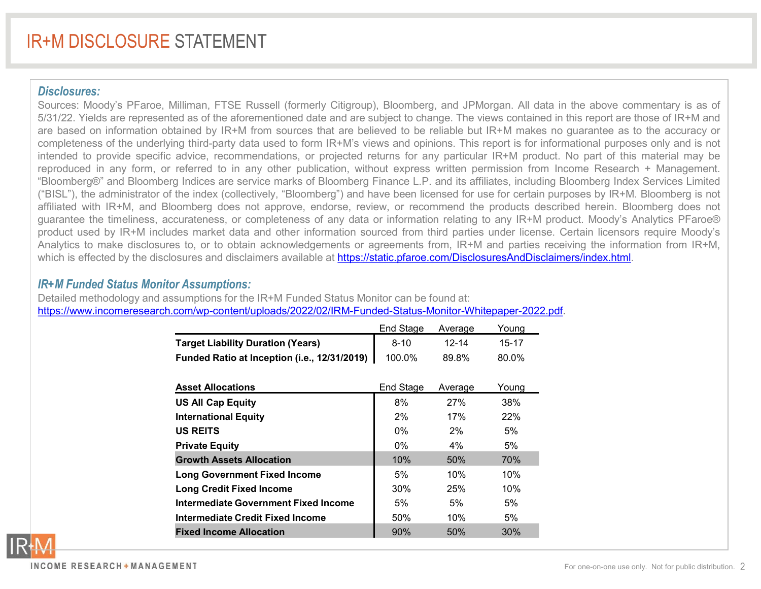# IR+M DISCLOSURE STATEMENT

***Disclosures:***

Sources: Moody's PFaroe, Milliman, FTSE Russell (formerly Citigroup), Bloomberg, and JPMorgan. All data in the above commentary is as of 5/31/22. Yields are represented as of the aforementioned date and are subject to change. The views contained in this report are those of IR+M and are based on information obtained by IR+M from sources that are believed to be reliable but IR+M makes no guarantee as to the accuracy or completeness of the underlying third-party data used to form IR+M's views and opinions. This report is for informational purposes only and is not intended to provide specific advice, recommendations, or projected returns for any particular IR+M product. No part of this material may be reproduced in any form, or referred to in any other publication, without express written permission from Income Research + Management. "Bloomberg®" and Bloomberg Indices are service marks of Bloomberg Finance L.P. and its affiliates, including Bloomberg Index Services Limited ("BISL"), the administrator of the index (collectively, "Bloomberg") and have been licensed for use for certain purposes by IR+M. Bloomberg is not affiliated with IR+M, and Bloomberg does not approve, endorse, review, or recommend the products described herein. Bloomberg does not guarantee the timeliness, accurateness, or completeness of any data or information relating to any IR+M product. Moody's Analytics PFaroe® product used by IR+M includes market data and other information sourced from third parties under license. Certain licensors require Moody's Analytics to make disclosures to, or to obtain acknowledgements or agreements from, IR+M and parties receiving the information from IR+M, which is effected by the disclosures and disclaimers available at https://static.pfaroe.com/DisclosuresAndDisclaimers/index.html.

***IR+M Funded Status Monitor Assumptions:***

Detailed methodology and assumptions for the IR+M Funded Status Monitor can be found at: https://www.incomeresearch.com/wp-content/uploads/2022/02/IRM-Funded-Status-Monitor-Whitepaper-2022.pdf.

| | End Stage | Average | Young |
|---|---|---|---|
| **Target Liability Duration (Years)** | 8-10 | 12-14 | 15-17 |
| **Funded Ratio at Inception (i.e., 12/31/2019)** | 100.0% | 89.8% | 80.0% |

| **Asset Allocations** | End Stage | Average | Young |
|---|---|---|---|
| **US All Cap Equity** | 8% | 27% | 38% |
| **International Equity** | 2% | 17% | 22% |
| **US REITS** | 0% | 2% | 5% |
| **Private Equity** | 0% | 4% | 5% |
| **Growth Assets Allocation** | 10% | 50% | 70% |
| **Long Government Fixed Income** | 5% | 10% | 10% |
| **Long Credit Fixed Income** | 30% | 25% | 10% |
| **Intermediate Government Fixed Income** | 5% | 5% | 5% |
| **Intermediate Credit Fixed Income** | 50% | 10% | 5% |
| **Fixed Income Allocation** | 90% | 50% | 30% |

For one-on-one use only. Not for public distribution.